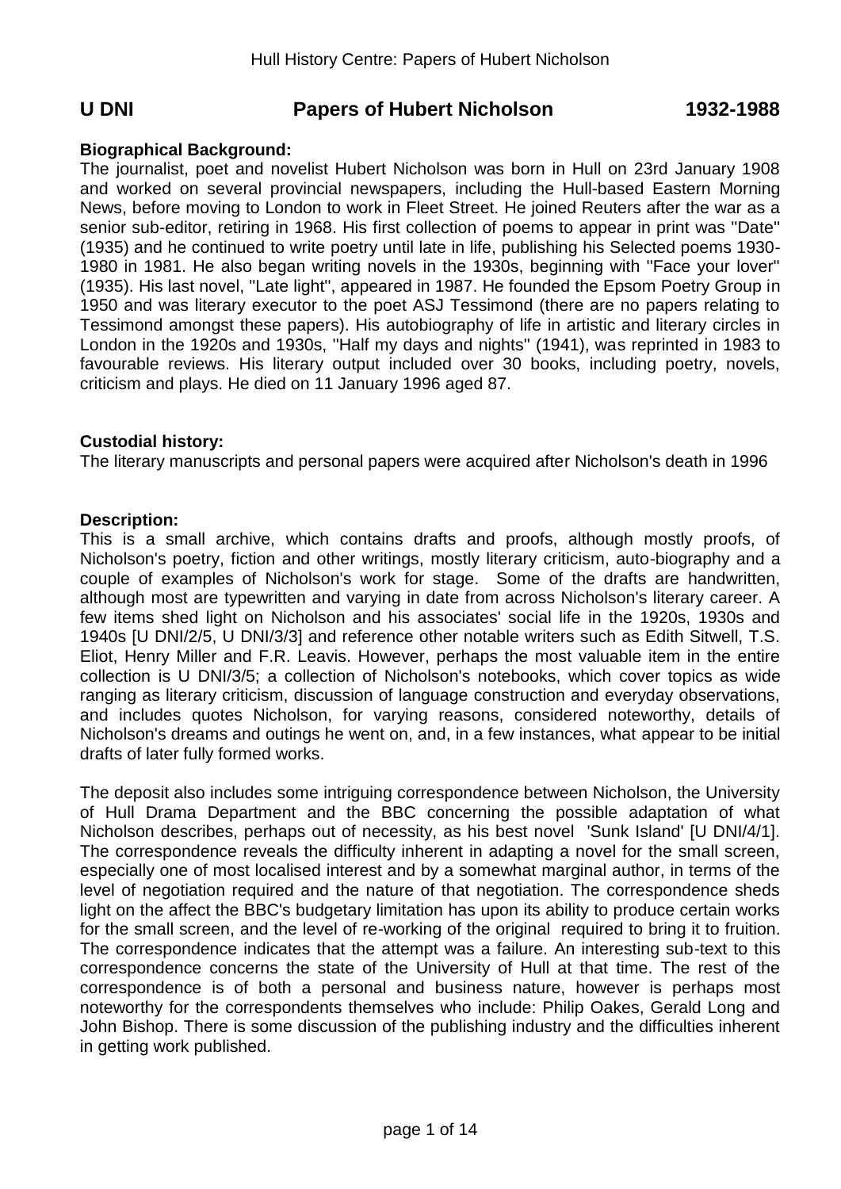# U DNI Papers of Hubert Nicholson 1932-1988

**Biographical Background:**

The journalist, poet and novelist Hubert Nicholson was born in Hull on 23rd January 1908 and worked on several provincial newspapers, including the Hull-based Eastern Morning News, before moving to London to work in Fleet Street. He joined Reuters after the war as a senior sub-editor, retiring in 1968. His first collection of poems to appear in print was "Date" (1935) and he continued to write poetry until late in life, publishing his Selected poems 1930-1980 in 1981. He also began writing novels in the 1930s, beginning with "Face your lover" (1935). His last novel, "Late light", appeared in 1987. He founded the Epsom Poetry Group in 1950 and was literary executor to the poet ASJ Tessimond (there are no papers relating to Tessimond amongst these papers). His autobiography of life in artistic and literary circles in London in the 1920s and 1930s, "Half my days and nights" (1941), was reprinted in 1983 to favourable reviews. His literary output included over 30 books, including poetry, novels, criticism and plays. He died on 11 January 1996 aged 87.

**Custodial history:**

The literary manuscripts and personal papers were acquired after Nicholson's death in 1996

**Description:**

This is a small archive, which contains drafts and proofs, although mostly proofs, of Nicholson's poetry, fiction and other writings, mostly literary criticism, auto-biography and a couple of examples of Nicholson's work for stage. Some of the drafts are handwritten, although most are typewritten and varying in date from across Nicholson's literary career. A few items shed light on Nicholson and his associates' social life in the 1920s, 1930s and 1940s [U DNI/2/5, U DNI/3/3] and reference other notable writers such as Edith Sitwell, T.S. Eliot, Henry Miller and F.R. Leavis. However, perhaps the most valuable item in the entire collection is U DNI/3/5; a collection of Nicholson's notebooks, which cover topics as wide ranging as literary criticism, discussion of language construction and everyday observations, and includes quotes Nicholson, for varying reasons, considered noteworthy, details of Nicholson's dreams and outings he went on, and, in a few instances, what appear to be initial drafts of later fully formed works.

The deposit also includes some intriguing correspondence between Nicholson, the University of Hull Drama Department and the BBC concerning the possible adaptation of what Nicholson describes, perhaps out of necessity, as his best novel 'Sunk Island' [U DNI/4/1]. The correspondence reveals the difficulty inherent in adapting a novel for the small screen, especially one of most localised interest and by a somewhat marginal author, in terms of the level of negotiation required and the nature of that negotiation. The correspondence sheds light on the affect the BBC's budgetary limitation has upon its ability to produce certain works for the small screen, and the level of re-working of the original required to bring it to fruition. The correspondence indicates that the attempt was a failure. An interesting sub-text to this correspondence concerns the state of the University of Hull at that time. The rest of the correspondence is of both a personal and business nature, however is perhaps most noteworthy for the correspondents themselves who include: Philip Oakes, Gerald Long and John Bishop. There is some discussion of the publishing industry and the difficulties inherent in getting work published.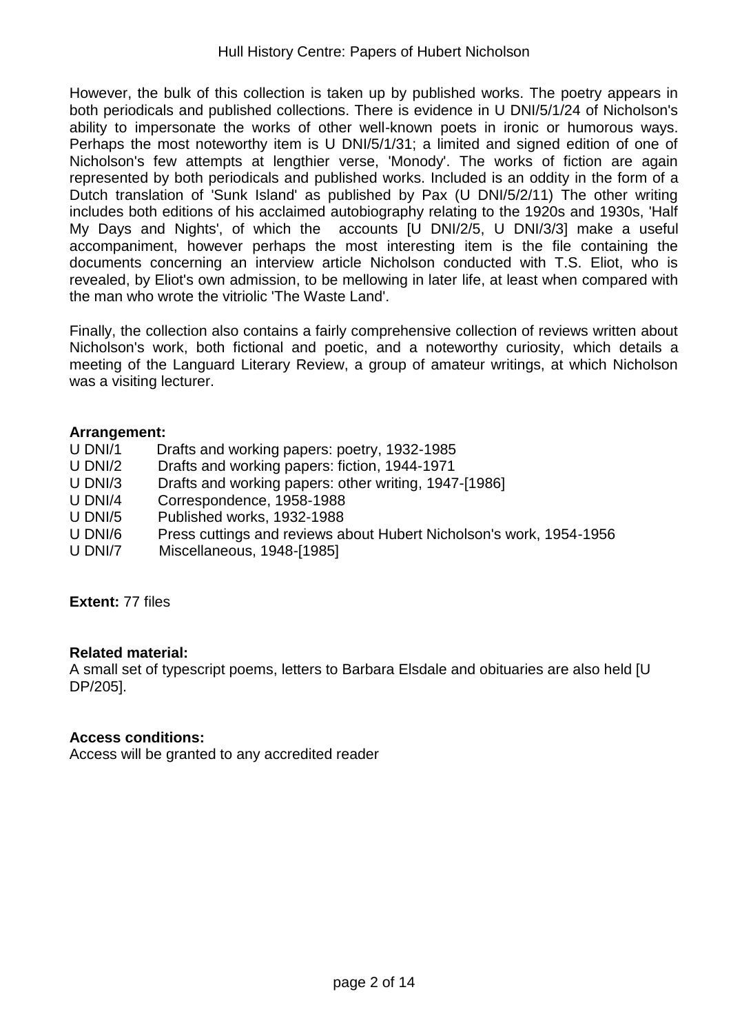However, the bulk of this collection is taken up by published works. The poetry appears in both periodicals and published collections. There is evidence in U DNI/5/1/24 of Nicholson's ability to impersonate the works of other well-known poets in ironic or humorous ways. Perhaps the most noteworthy item is U DNI/5/1/31; a limited and signed edition of one of Nicholson's few attempts at lengthier verse, 'Monody'. The works of fiction are again represented by both periodicals and published works. Included is an oddity in the form of a Dutch translation of 'Sunk Island' as published by Pax (U DNI/5/2/11) The other writing includes both editions of his acclaimed autobiography relating to the 1920s and 1930s, 'Half My Days and Nights', of which the accounts [U DNI/2/5, U DNI/3/3] make a useful accompaniment, however perhaps the most interesting item is the file containing the documents concerning an interview article Nicholson conducted with T.S. Eliot, who is revealed, by Eliot's own admission, to be mellowing in later life, at least when compared with the man who wrote the vitriolic 'The Waste Land'.

Finally, the collection also contains a fairly comprehensive collection of reviews written about Nicholson's work, both fictional and poetic, and a noteworthy curiosity, which details a meeting of the Languard Literary Review, a group of amateur writings, at which Nicholson was a visiting lecturer.

**Arrangement:**

U DNI/1 Drafts and working papers: poetry, 1932-1985
U DNI/2 Drafts and working papers: fiction, 1944-1971
U DNI/3 Drafts and working papers: other writing, 1947-[1986]
U DNI/4 Correspondence, 1958-1988
U DNI/5 Published works, 1932-1988
U DNI/6 Press cuttings and reviews about Hubert Nicholson's work, 1954-1956
U DNI/7 Miscellaneous, 1948-[1985]

**Extent:** 77 files

**Related material:**
A small set of typescript poems, letters to Barbara Elsdale and obituaries are also held [U DP/205].

**Access conditions:**
Access will be granted to any accredited reader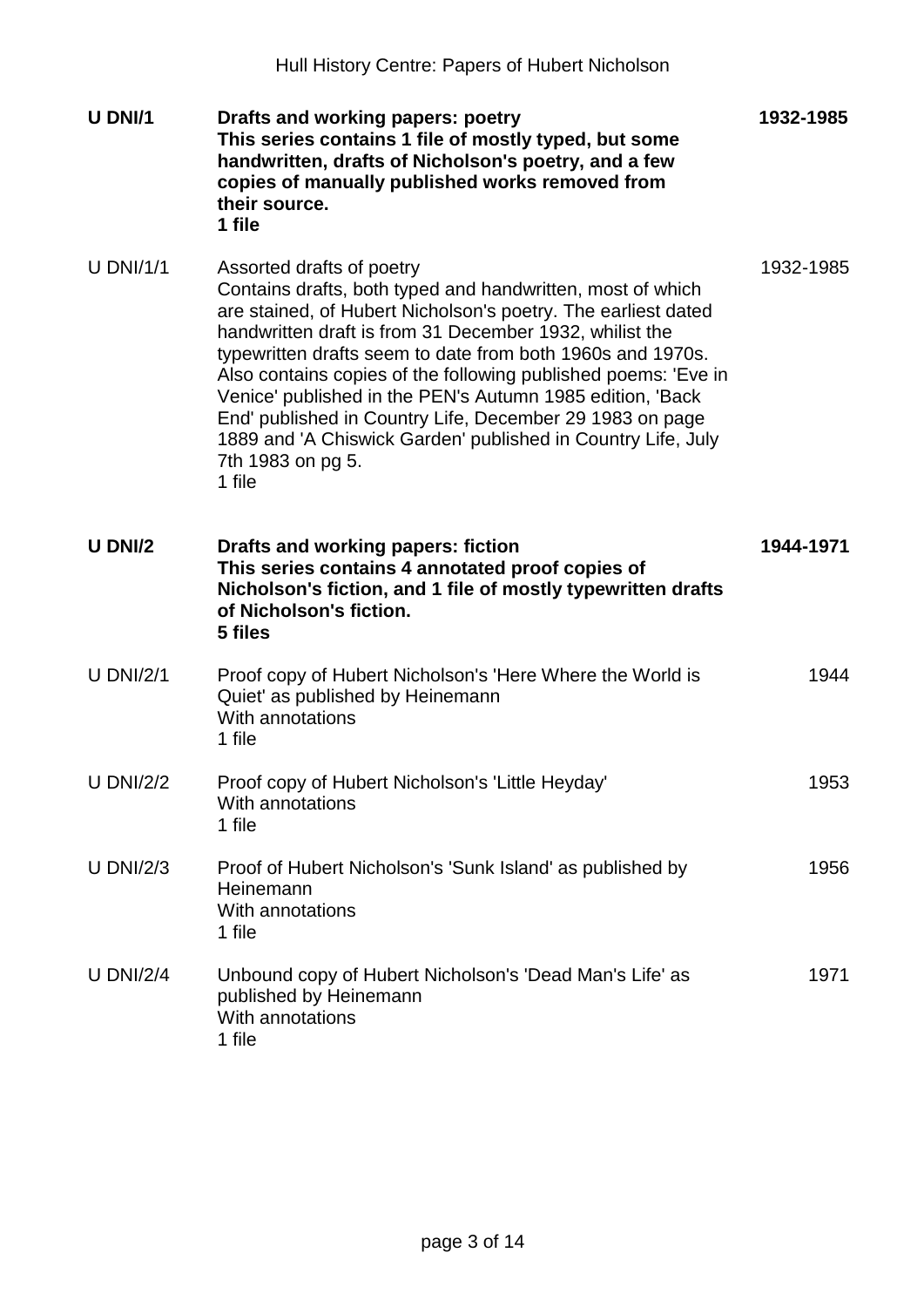| | | |
|---|---|---|
| **U DNI/1** | **Drafts and working papers: poetry**<br>**This series contains 1 file of mostly typed, but some handwritten, drafts of Nicholson's poetry, and a few copies of manually published works removed from their source.**<br>**1 file** | **1932-1985** |
| U DNI/1/1 | Assorted drafts of poetry<br>Contains drafts, both typed and handwritten, most of which are stained, of Hubert Nicholson's poetry. The earliest dated handwritten draft is from 31 December 1932, whilist the typewritten drafts seem to date from both 1960s and 1970s. Also contains copies of the following published poems: 'Eve in Venice' published in the PEN's Autumn 1985 edition, 'Back End' published in Country Life, December 29 1983 on page 1889 and 'A Chiswick Garden' published in Country Life, July 7th 1983 on pg 5.<br>1 file | 1932-1985 |
| **U DNI/2** | **Drafts and working papers: fiction**<br>**This series contains 4 annotated proof copies of Nicholson's fiction, and 1 file of mostly typewritten drafts of Nicholson's fiction.**<br>**5 files** | **1944-1971** |
| U DNI/2/1 | Proof copy of Hubert Nicholson's 'Here Where the World is Quiet' as published by Heinemann<br>With annotations<br>1 file | 1944 |
| U DNI/2/2 | Proof copy of Hubert Nicholson's 'Little Heyday'<br>With annotations<br>1 file | 1953 |
| U DNI/2/3 | Proof of Hubert Nicholson's 'Sunk Island' as published by Heinemann<br>With annotations<br>1 file | 1956 |
| U DNI/2/4 | Unbound copy of Hubert Nicholson's 'Dead Man's Life' as published by Heinemann<br>With annotations<br>1 file | 1971 |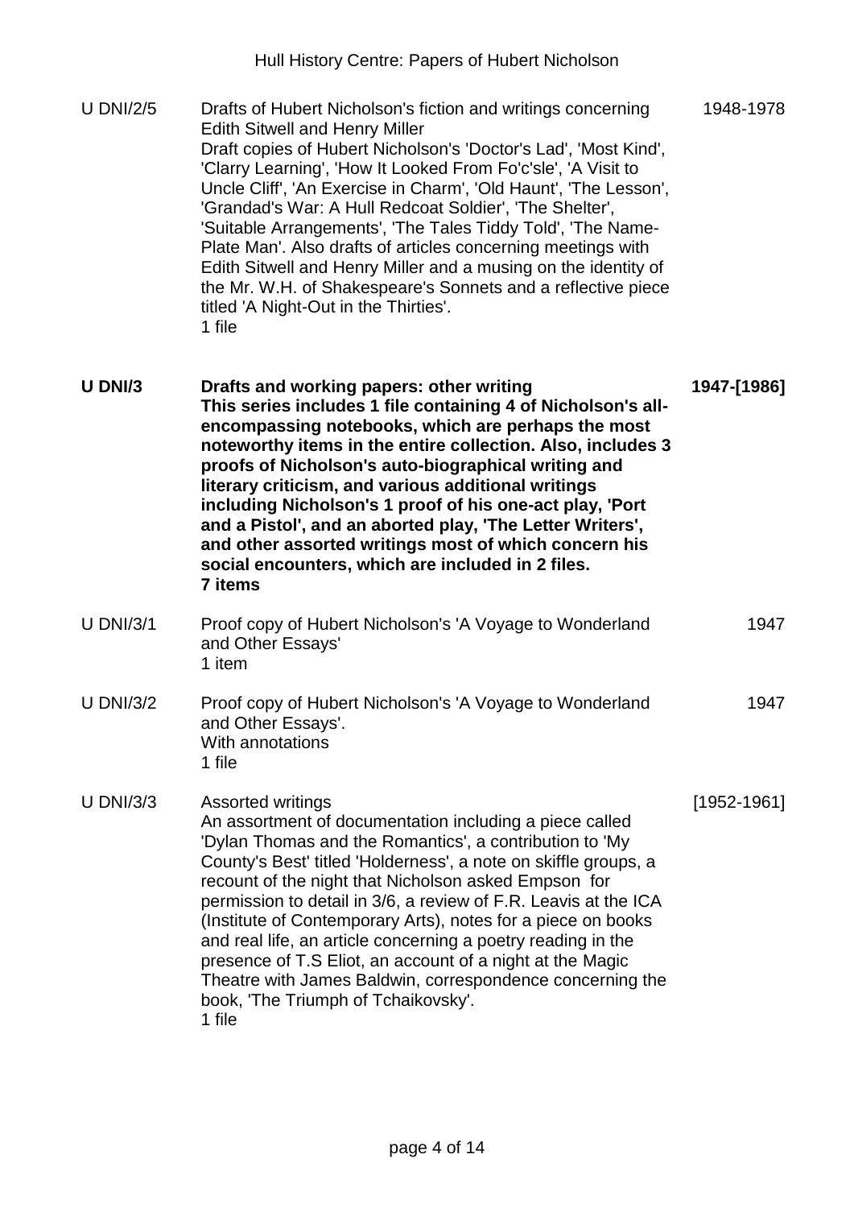| | | |
|---|---|---|
| U DNI/2/5 | Drafts of Hubert Nicholson's fiction and writings concerning Edith Sitwell and Henry Miller<br>Draft copies of Hubert Nicholson's 'Doctor's Lad', 'Most Kind', 'Clarry Learning', 'How It Looked From Fo'c'sle', 'A Visit to Uncle Cliff', 'An Exercise in Charm', 'Old Haunt', 'The Lesson', 'Grandad's War: A Hull Redcoat Soldier', 'The Shelter', 'Suitable Arrangements', 'The Tales Tiddy Told', 'The Name-Plate Man'. Also drafts of articles concerning meetings with Edith Sitwell and Henry Miller and a musing on the identity of the Mr. W.H. of Shakespeare's Sonnets and a reflective piece titled 'A Night-Out in the Thirties'.<br>1 file | 1948-1978 |
| **U DNI/3** | **Drafts and working papers: other writing**<br>**This series includes 1 file containing 4 of Nicholson's all-encompassing notebooks, which are perhaps the most noteworthy items in the entire collection. Also, includes 3 proofs of Nicholson's auto-biographical writing and literary criticism, and various additional writings including Nicholson's 1 proof of his one-act play, 'Port and a Pistol', and an aborted play, 'The Letter Writers', and other assorted writings most of which concern his social encounters, which are included in 2 files.**<br>**7 items** | **1947-[1986]** |
| U DNI/3/1 | Proof copy of Hubert Nicholson's 'A Voyage to Wonderland and Other Essays'<br>1 item | 1947 |
| U DNI/3/2 | Proof copy of Hubert Nicholson's 'A Voyage to Wonderland and Other Essays'.<br>With annotations<br>1 file | 1947 |
| U DNI/3/3 | Assorted writings<br>An assortment of documentation including a piece called 'Dylan Thomas and the Romantics', a contribution to 'My County's Best' titled 'Holderness', a note on skiffle groups, a recount of the night that Nicholson asked Empson for permission to detail in 3/6, a review of F.R. Leavis at the ICA (Institute of Contemporary Arts), notes for a piece on books and real life, an article concerning a poetry reading in the presence of T.S Eliot, an account of a night at the Magic Theatre with James Baldwin, correspondence concerning the book, 'The Triumph of Tchaikovsky'.<br>1 file | [1952-1961] |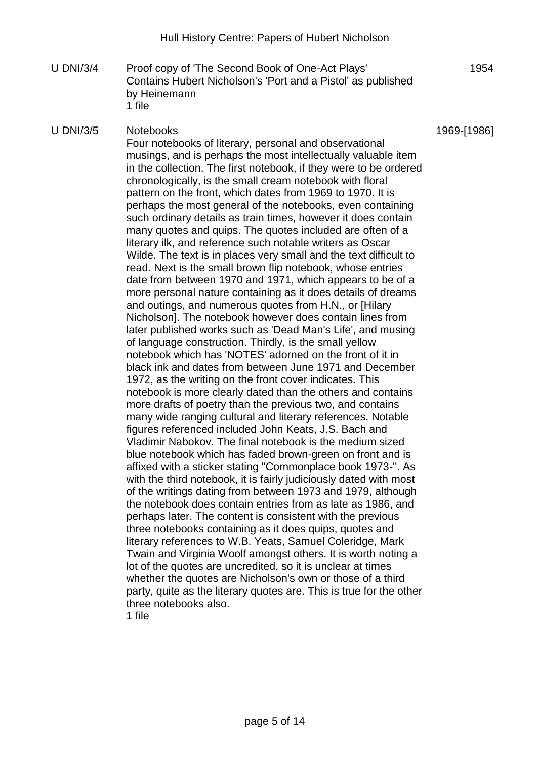| | | |
|---|---|---|
| U DNI/3/4 | Proof copy of 'The Second Book of One-Act Plays'<br>Contains Hubert Nicholson's 'Port and a Pistol' as published by Heinemann<br>1 file | 1954 |
| U DNI/3/5 | Notebooks<br>Four notebooks of literary, personal and observational musings, and is perhaps the most intellectually valuable item in the collection. The first notebook, if they were to be ordered chronologically, is the small cream notebook with floral pattern on the front, which dates from 1969 to 1970. It is perhaps the most general of the notebooks, even containing such ordinary details as train times, however it does contain many quotes and quips. The quotes included are often of a literary ilk, and reference such notable writers as Oscar Wilde. The text is in places very small and the text difficult to read. Next is the small brown flip notebook, whose entries date from between 1970 and 1971, which appears to be of a more personal nature containing as it does details of dreams and outings, and numerous quotes from H.N., or [Hilary Nicholson]. The notebook however does contain lines from later published works such as 'Dead Man's Life', and musing of language construction. Thirdly, is the small yellow notebook which has 'NOTES' adorned on the front of it in black ink and dates from between June 1971 and December 1972, as the writing on the front cover indicates. This notebook is more clearly dated than the others and contains more drafts of poetry than the previous two, and contains many wide ranging cultural and literary references. Notable figures referenced included John Keats, J.S. Bach and Vladimir Nabokov. The final notebook is the medium sized blue notebook which has faded brown-green on front and is affixed with a sticker stating "Commonplace book 1973-". As with the third notebook, it is fairly judiciously dated with most of the writings dating from between 1973 and 1979, although the notebook does contain entries from as late as 1986, and perhaps later. The content is consistent with the previous three notebooks containing as it does quips, quotes and literary references to W.B. Yeats, Samuel Coleridge, Mark Twain and Virginia Woolf amongst others. It is worth noting a lot of the quotes are uncredited, so it is unclear at times whether the quotes are Nicholson's own or those of a third party, quite as the literary quotes are. This is true for the other three notebooks also.<br>1 file | 1969-[1986] |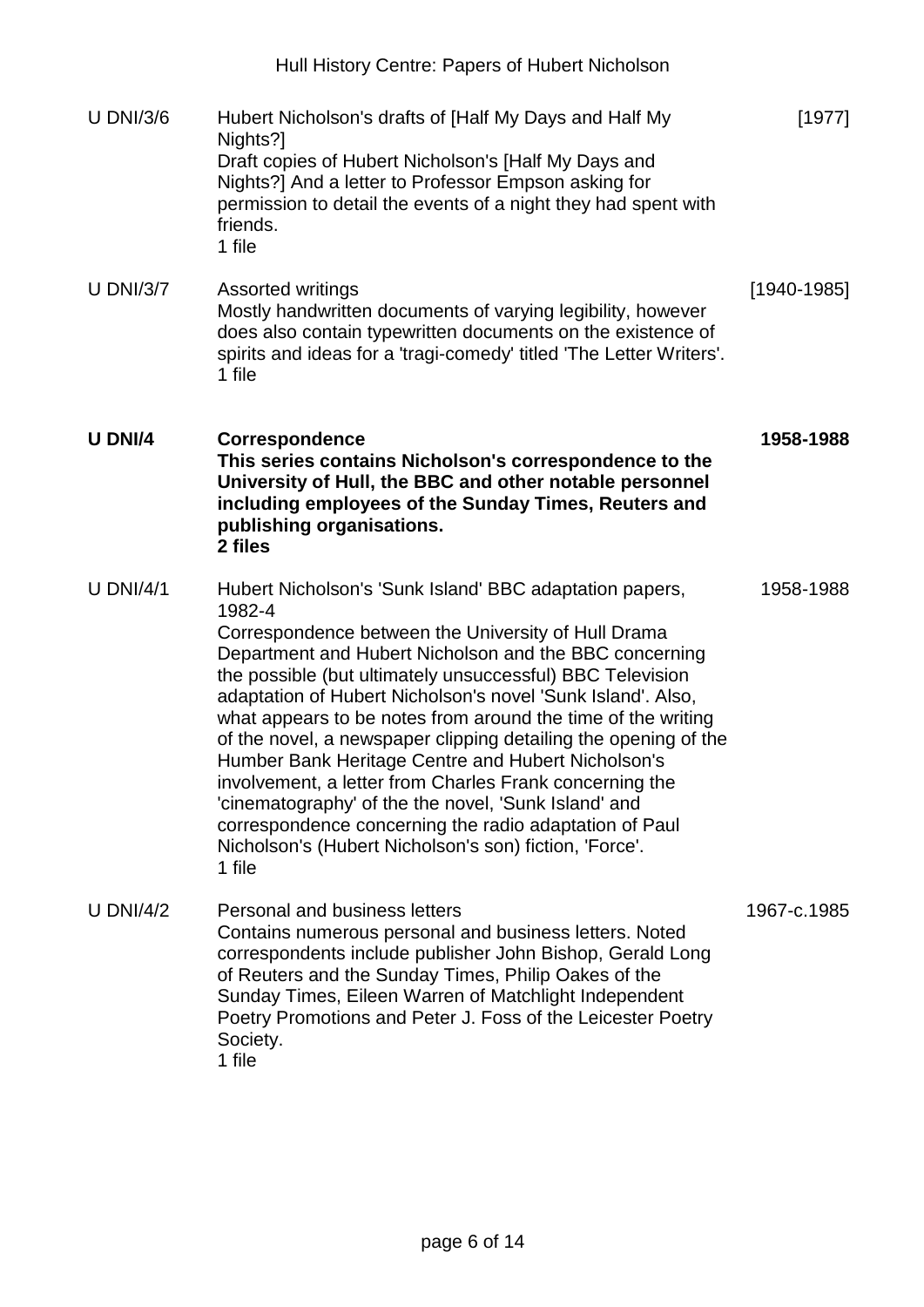| | | |
|---|---|---|
| U DNI/3/6 | Hubert Nicholson's drafts of [Half My Days and Half My Nights?]<br>Draft copies of Hubert Nicholson's [Half My Days and Nights?] And a letter to Professor Empson asking for permission to detail the events of a night they had spent with friends.<br>1 file | [1977] |
| U DNI/3/7 | Assorted writings<br>Mostly handwritten documents of varying legibility, however does also contain typewritten documents on the existence of spirits and ideas for a 'tragi-comedy' titled 'The Letter Writers'.<br>1 file | [1940-1985] |
| **U DNI/4** | **Correspondence**<br>**This series contains Nicholson's correspondence to the University of Hull, the BBC and other notable personnel including employees of the Sunday Times, Reuters and publishing organisations.**<br>**2 files** | **1958-1988** |
| U DNI/4/1 | Hubert Nicholson's 'Sunk Island' BBC adaptation papers, 1982-4<br>Correspondence between the University of Hull Drama Department and Hubert Nicholson and the BBC concerning the possible (but ultimately unsuccessful) BBC Television adaptation of Hubert Nicholson's novel 'Sunk Island'. Also, what appears to be notes from around the time of the writing of the novel, a newspaper clipping detailing the opening of the Humber Bank Heritage Centre and Hubert Nicholson's involvement, a letter from Charles Frank concerning the 'cinematography' of the the novel, 'Sunk Island' and correspondence concerning the radio adaptation of Paul Nicholson's (Hubert Nicholson's son) fiction, 'Force'.<br>1 file | 1958-1988 |
| U DNI/4/2 | Personal and business letters<br>Contains numerous personal and business letters. Noted correspondents include publisher John Bishop, Gerald Long of Reuters and the Sunday Times, Philip Oakes of the Sunday Times, Eileen Warren of Matchlight Independent Poetry Promotions and Peter J. Foss of the Leicester Poetry Society.<br>1 file | 1967-c.1985 |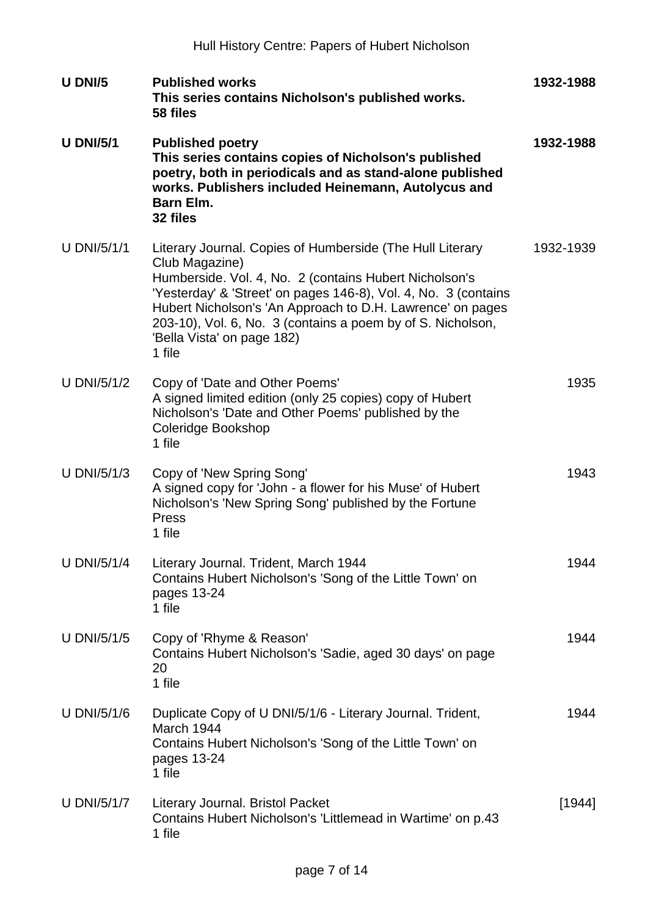| | | |
|---|---|---|
| **U DNI/5** | **Published works**<br>**This series contains Nicholson's published works.**<br>**58 files** | **1932-1988** |
| **U DNI/5/1** | **Published poetry**<br>**This series contains copies of Nicholson's published poetry, both in periodicals and as stand-alone published works. Publishers included Heinemann, Autolycus and Barn Elm.**<br>**32 files** | **1932-1988** |
| U DNI/5/1/1 | Literary Journal. Copies of Humberside (The Hull Literary Club Magazine)<br>Humberside. Vol. 4, No. 2 (contains Hubert Nicholson's 'Yesterday' & 'Street' on pages 146-8), Vol. 4, No. 3 (contains Hubert Nicholson's 'An Approach to D.H. Lawrence' on pages 203-10), Vol. 6, No. 3 (contains a poem by of S. Nicholson, 'Bella Vista' on page 182)<br>1 file | 1932-1939 |
| U DNI/5/1/2 | Copy of 'Date and Other Poems'<br>A signed limited edition (only 25 copies) copy of Hubert Nicholson's 'Date and Other Poems' published by the Coleridge Bookshop<br>1 file | 1935 |
| U DNI/5/1/3 | Copy of 'New Spring Song'<br>A signed copy for 'John - a flower for his Muse' of Hubert Nicholson's 'New Spring Song' published by the Fortune Press<br>1 file | 1943 |
| U DNI/5/1/4 | Literary Journal. Trident, March 1944<br>Contains Hubert Nicholson's 'Song of the Little Town' on pages 13-24<br>1 file | 1944 |
| U DNI/5/1/5 | Copy of 'Rhyme & Reason'<br>Contains Hubert Nicholson's 'Sadie, aged 30 days' on page 20<br>1 file | 1944 |
| U DNI/5/1/6 | Duplicate Copy of U DNI/5/1/6 - Literary Journal. Trident, March 1944<br>Contains Hubert Nicholson's 'Song of the Little Town' on pages 13-24<br>1 file | 1944 |
| U DNI/5/1/7 | Literary Journal. Bristol Packet<br>Contains Hubert Nicholson's 'Littlemead in Wartime' on p.43<br>1 file | [1944] |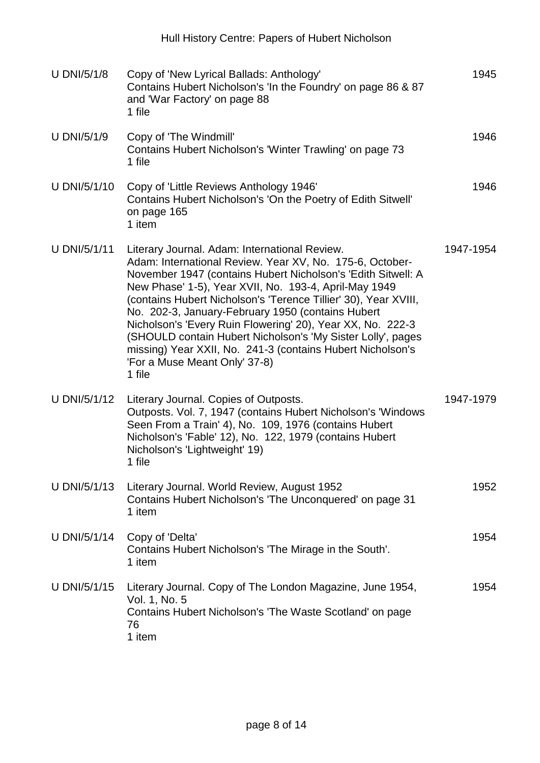| | | |
|---|---|---|
| U DNI/5/1/8 | Copy of 'New Lyrical Ballads: Anthology'<br>Contains Hubert Nicholson's 'In the Foundry' on page 86 & 87 and 'War Factory' on page 88<br>1 file | 1945 |
| U DNI/5/1/9 | Copy of 'The Windmill'<br>Contains Hubert Nicholson's 'Winter Trawling' on page 73<br>1 file | 1946 |
| U DNI/5/1/10 | Copy of 'Little Reviews Anthology 1946'<br>Contains Hubert Nicholson's 'On the Poetry of Edith Sitwell' on page 165<br>1 item | 1946 |
| U DNI/5/1/11 | Literary Journal. Adam: International Review.<br>Adam: International Review. Year XV, No. 175-6, October-November 1947 (contains Hubert Nicholson's 'Edith Sitwell: A New Phase' 1-5), Year XVII, No. 193-4, April-May 1949 (contains Hubert Nicholson's 'Terence Tillier' 30), Year XVIII, No. 202-3, January-February 1950 (contains Hubert Nicholson's 'Every Ruin Flowering' 20), Year XX, No. 222-3 (SHOULD contain Hubert Nicholson's 'My Sister Lolly', pages missing) Year XXII, No. 241-3 (contains Hubert Nicholson's 'For a Muse Meant Only' 37-8)<br>1 file | 1947-1954 |
| U DNI/5/1/12 | Literary Journal. Copies of Outposts.<br>Outposts. Vol. 7, 1947 (contains Hubert Nicholson's 'Windows Seen From a Train' 4), No. 109, 1976 (contains Hubert Nicholson's 'Fable' 12), No. 122, 1979 (contains Hubert Nicholson's 'Lightweight' 19)<br>1 file | 1947-1979 |
| U DNI/5/1/13 | Literary Journal. World Review, August 1952<br>Contains Hubert Nicholson's 'The Unconquered' on page 31<br>1 item | 1952 |
| U DNI/5/1/14 | Copy of 'Delta'<br>Contains Hubert Nicholson's 'The Mirage in the South'.<br>1 item | 1954 |
| U DNI/5/1/15 | Literary Journal. Copy of The London Magazine, June 1954, Vol. 1, No. 5<br>Contains Hubert Nicholson's 'The Waste Scotland' on page 76<br>1 item | 1954 |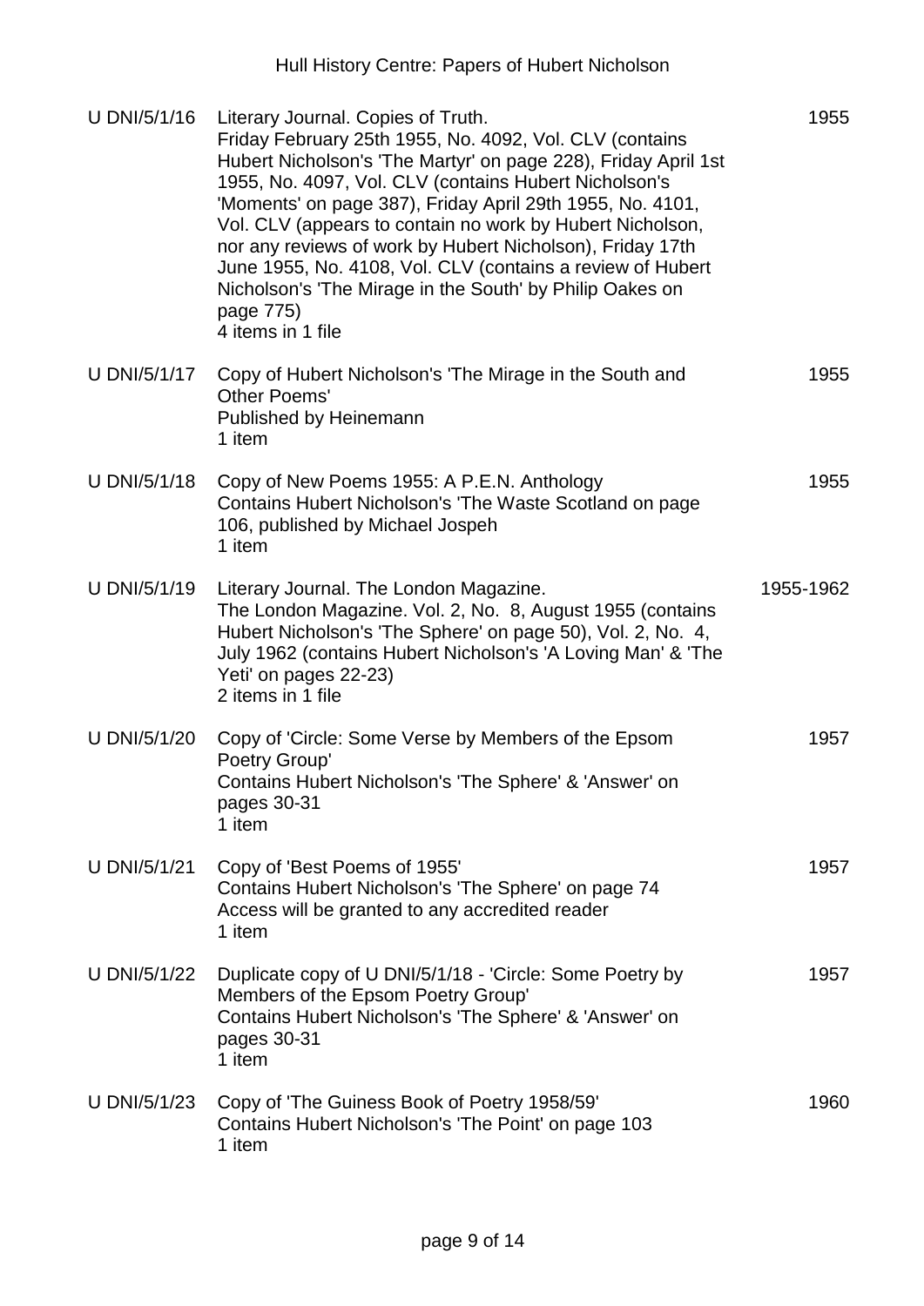| | | |
|---|---|---|
| U DNI/5/1/16 | Literary Journal. Copies of Truth.<br>Friday February 25th 1955, No. 4092, Vol. CLV (contains Hubert Nicholson's 'The Martyr' on page 228), Friday April 1st 1955, No. 4097, Vol. CLV (contains Hubert Nicholson's 'Moments' on page 387), Friday April 29th 1955, No. 4101, Vol. CLV (appears to contain no work by Hubert Nicholson, nor any reviews of work by Hubert Nicholson), Friday 17th June 1955, No. 4108, Vol. CLV (contains a review of Hubert Nicholson's 'The Mirage in the South' by Philip Oakes on page 775)<br>4 items in 1 file | 1955 |
| U DNI/5/1/17 | Copy of Hubert Nicholson's 'The Mirage in the South and Other Poems'<br>Published by Heinemann<br>1 item | 1955 |
| U DNI/5/1/18 | Copy of New Poems 1955: A P.E.N. Anthology<br>Contains Hubert Nicholson's 'The Waste Scotland on page 106, published by Michael Jospeh<br>1 item | 1955 |
| U DNI/5/1/19 | Literary Journal. The London Magazine.<br>The London Magazine. Vol. 2, No. 8, August 1955 (contains Hubert Nicholson's 'The Sphere' on page 50), Vol. 2, No. 4, July 1962 (contains Hubert Nicholson's 'A Loving Man' & 'The Yeti' on pages 22-23)<br>2 items in 1 file | 1955-1962 |
| U DNI/5/1/20 | Copy of 'Circle: Some Verse by Members of the Epsom Poetry Group'<br>Contains Hubert Nicholson's 'The Sphere' & 'Answer' on pages 30-31<br>1 item | 1957 |
| U DNI/5/1/21 | Copy of 'Best Poems of 1955'<br>Contains Hubert Nicholson's 'The Sphere' on page 74<br>Access will be granted to any accredited reader<br>1 item | 1957 |
| U DNI/5/1/22 | Duplicate copy of U DNI/5/1/18 - 'Circle: Some Poetry by Members of the Epsom Poetry Group'<br>Contains Hubert Nicholson's 'The Sphere' & 'Answer' on pages 30-31<br>1 item | 1957 |
| U DNI/5/1/23 | Copy of 'The Guiness Book of Poetry 1958/59'<br>Contains Hubert Nicholson's 'The Point' on page 103<br>1 item | 1960 |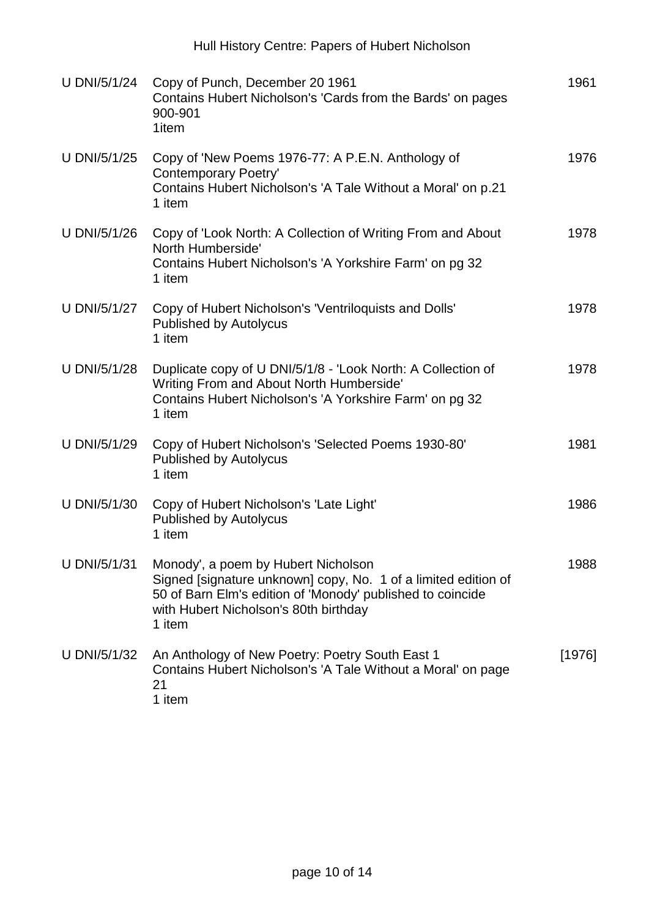| | | |
|---|---|---|
| U DNI/5/1/24 | Copy of Punch, December 20 1961<br>Contains Hubert Nicholson's 'Cards from the Bards' on pages 900-901<br>1item | 1961 |
| U DNI/5/1/25 | Copy of 'New Poems 1976-77: A P.E.N. Anthology of Contemporary Poetry'<br>Contains Hubert Nicholson's 'A Tale Without a Moral' on p.21<br>1 item | 1976 |
| U DNI/5/1/26 | Copy of 'Look North: A Collection of Writing From and About North Humberside'<br>Contains Hubert Nicholson's 'A Yorkshire Farm' on pg 32<br>1 item | 1978 |
| U DNI/5/1/27 | Copy of Hubert Nicholson's 'Ventriloquists and Dolls'<br>Published by Autolycus<br>1 item | 1978 |
| U DNI/5/1/28 | Duplicate copy of U DNI/5/1/8 - 'Look North: A Collection of Writing From and About North Humberside'<br>Contains Hubert Nicholson's 'A Yorkshire Farm' on pg 32<br>1 item | 1978 |
| U DNI/5/1/29 | Copy of Hubert Nicholson's 'Selected Poems 1930-80'<br>Published by Autolycus<br>1 item | 1981 |
| U DNI/5/1/30 | Copy of Hubert Nicholson's 'Late Light'<br>Published by Autolycus<br>1 item | 1986 |
| U DNI/5/1/31 | Monody', a poem by Hubert Nicholson<br>Signed [signature unknown] copy, No. 1 of a limited edition of 50 of Barn Elm's edition of 'Monody' published to coincide with Hubert Nicholson's 80th birthday<br>1 item | 1988 |
| U DNI/5/1/32 | An Anthology of New Poetry: Poetry South East 1<br>Contains Hubert Nicholson's 'A Tale Without a Moral' on page 21<br>1 item | [1976] |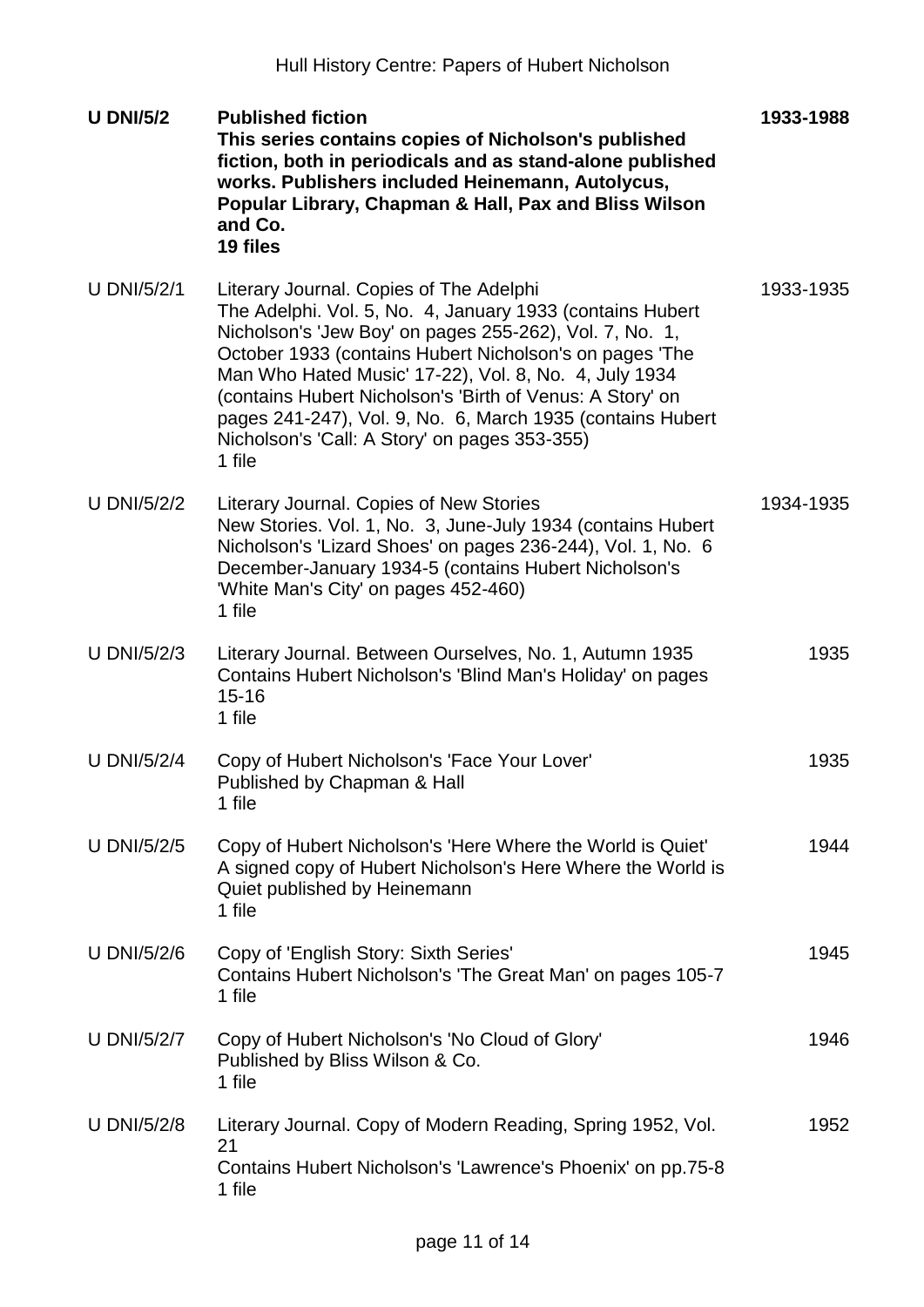| | | |
|---|---|---|
| **U DNI/5/2** | **Published fiction**<br>**This series contains copies of Nicholson's published fiction, both in periodicals and as stand-alone published works. Publishers included Heinemann, Autolycus, Popular Library, Chapman & Hall, Pax and Bliss Wilson and Co.**<br>**19 files** | **1933-1988** |
| U DNI/5/2/1 | Literary Journal. Copies of The Adelphi<br>The Adelphi. Vol. 5, No. 4, January 1933 (contains Hubert Nicholson's 'Jew Boy' on pages 255-262), Vol. 7, No. 1, October 1933 (contains Hubert Nicholson's on pages 'The Man Who Hated Music' 17-22), Vol. 8, No. 4, July 1934 (contains Hubert Nicholson's 'Birth of Venus: A Story' on pages 241-247), Vol. 9, No. 6, March 1935 (contains Hubert Nicholson's 'Call: A Story' on pages 353-355)<br>1 file | 1933-1935 |
| U DNI/5/2/2 | Literary Journal. Copies of New Stories<br>New Stories. Vol. 1, No. 3, June-July 1934 (contains Hubert Nicholson's 'Lizard Shoes' on pages 236-244), Vol. 1, No. 6 December-January 1934-5 (contains Hubert Nicholson's 'White Man's City' on pages 452-460)<br>1 file | 1934-1935 |
| U DNI/5/2/3 | Literary Journal. Between Ourselves, No. 1, Autumn 1935<br>Contains Hubert Nicholson's 'Blind Man's Holiday' on pages 15-16<br>1 file | 1935 |
| U DNI/5/2/4 | Copy of Hubert Nicholson's 'Face Your Lover'<br>Published by Chapman & Hall<br>1 file | 1935 |
| U DNI/5/2/5 | Copy of Hubert Nicholson's 'Here Where the World is Quiet'<br>A signed copy of Hubert Nicholson's Here Where the World is Quiet published by Heinemann<br>1 file | 1944 |
| U DNI/5/2/6 | Copy of 'English Story: Sixth Series'<br>Contains Hubert Nicholson's 'The Great Man' on pages 105-7<br>1 file | 1945 |
| U DNI/5/2/7 | Copy of Hubert Nicholson's 'No Cloud of Glory'<br>Published by Bliss Wilson & Co.<br>1 file | 1946 |
| U DNI/5/2/8 | Literary Journal. Copy of Modern Reading, Spring 1952, Vol. 21<br>Contains Hubert Nicholson's 'Lawrence's Phoenix' on pp.75-8<br>1 file | 1952 |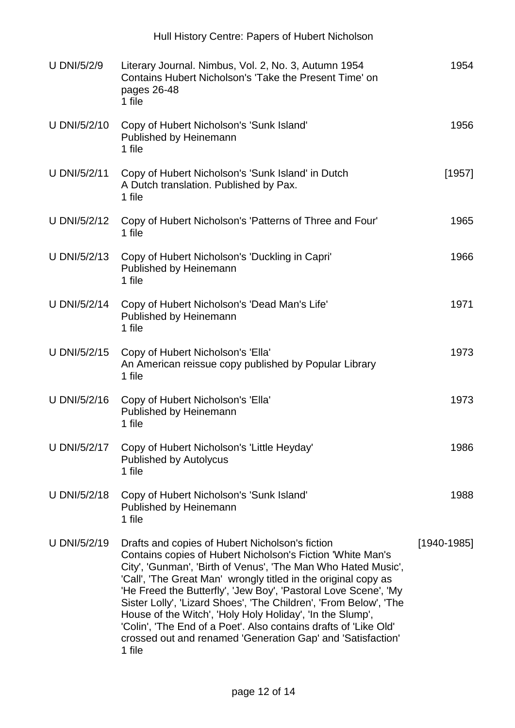| | | |
|---|---|---|
| U DNI/5/2/9 | Literary Journal. Nimbus, Vol. 2, No. 3, Autumn 1954<br>Contains Hubert Nicholson's 'Take the Present Time' on pages 26-48<br>1 file | 1954 |
| U DNI/5/2/10 | Copy of Hubert Nicholson's 'Sunk Island'<br>Published by Heinemann<br>1 file | 1956 |
| U DNI/5/2/11 | Copy of Hubert Nicholson's 'Sunk Island' in Dutch<br>A Dutch translation. Published by Pax.<br>1 file | [1957] |
| U DNI/5/2/12 | Copy of Hubert Nicholson's 'Patterns of Three and Four'<br>1 file | 1965 |
| U DNI/5/2/13 | Copy of Hubert Nicholson's 'Duckling in Capri'<br>Published by Heinemann<br>1 file | 1966 |
| U DNI/5/2/14 | Copy of Hubert Nicholson's 'Dead Man's Life'<br>Published by Heinemann<br>1 file | 1971 |
| U DNI/5/2/15 | Copy of Hubert Nicholson's 'Ella'<br>An American reissue copy published by Popular Library<br>1 file | 1973 |
| U DNI/5/2/16 | Copy of Hubert Nicholson's 'Ella'<br>Published by Heinemann<br>1 file | 1973 |
| U DNI/5/2/17 | Copy of Hubert Nicholson's 'Little Heyday'<br>Published by Autolycus<br>1 file | 1986 |
| U DNI/5/2/18 | Copy of Hubert Nicholson's 'Sunk Island'<br>Published by Heinemann<br>1 file | 1988 |
| U DNI/5/2/19 | Drafts and copies of Hubert Nicholson's fiction<br>Contains copies of Hubert Nicholson's Fiction 'White Man's City', 'Gunman', 'Birth of Venus', 'The Man Who Hated Music', 'Call', 'The Great Man' wrongly titled in the original copy as 'He Freed the Butterfly', 'Jew Boy', 'Pastoral Love Scene', 'My Sister Lolly', 'Lizard Shoes', 'The Children', 'From Below', 'The House of the Witch', 'Holy Holy Holiday', 'In the Slump', 'Colin', 'The End of a Poet'. Also contains drafts of 'Like Old' crossed out and renamed 'Generation Gap' and 'Satisfaction'<br>1 file | [1940-1985] |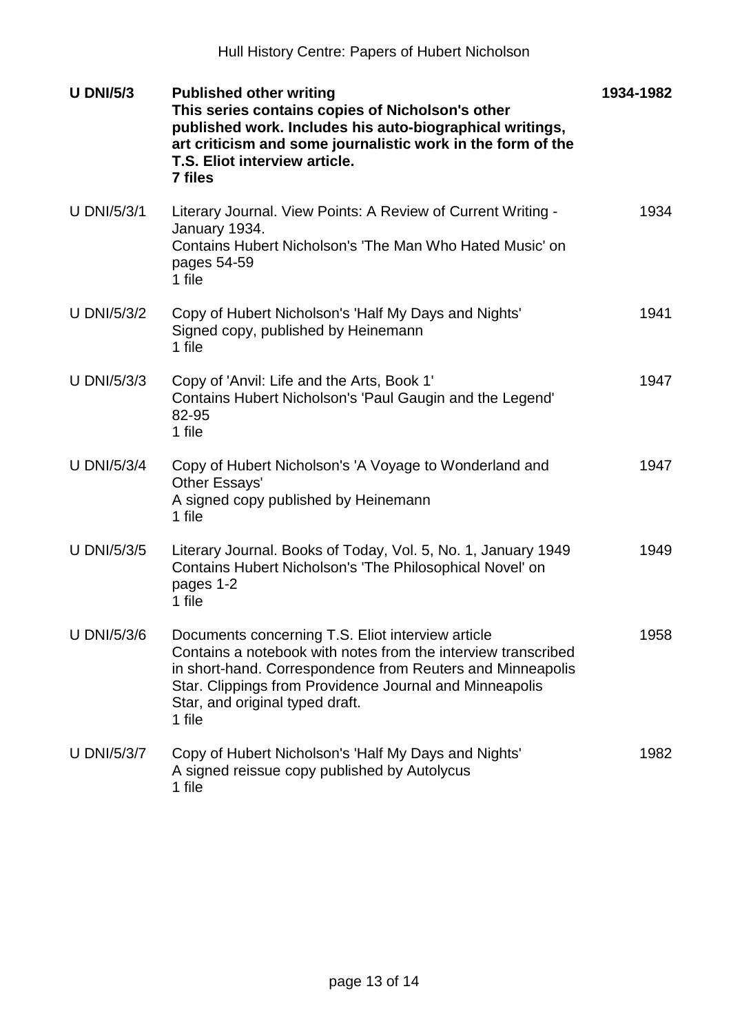| | | |
|---|---|---|
| **U DNI/5/3** | **Published other writing**<br>**This series contains copies of Nicholson's other published work. Includes his auto-biographical writings, art criticism and some journalistic work in the form of the T.S. Eliot interview article.**<br>**7 files** | **1934-1982** |
| U DNI/5/3/1 | Literary Journal. View Points: A Review of Current Writing - January 1934.<br>Contains Hubert Nicholson's 'The Man Who Hated Music' on pages 54-59<br>1 file | 1934 |
| U DNI/5/3/2 | Copy of Hubert Nicholson's 'Half My Days and Nights'<br>Signed copy, published by Heinemann<br>1 file | 1941 |
| U DNI/5/3/3 | Copy of 'Anvil: Life and the Arts, Book 1'<br>Contains Hubert Nicholson's 'Paul Gaugin and the Legend' 82-95<br>1 file | 1947 |
| U DNI/5/3/4 | Copy of Hubert Nicholson's 'A Voyage to Wonderland and Other Essays'<br>A signed copy published by Heinemann<br>1 file | 1947 |
| U DNI/5/3/5 | Literary Journal. Books of Today, Vol. 5, No. 1, January 1949<br>Contains Hubert Nicholson's 'The Philosophical Novel' on pages 1-2<br>1 file | 1949 |
| U DNI/5/3/6 | Documents concerning T.S. Eliot interview article<br>Contains a notebook with notes from the interview transcribed in short-hand. Correspondence from Reuters and Minneapolis Star. Clippings from Providence Journal and Minneapolis Star, and original typed draft.<br>1 file | 1958 |
| U DNI/5/3/7 | Copy of Hubert Nicholson's 'Half My Days and Nights'<br>A signed reissue copy published by Autolycus<br>1 file | 1982 |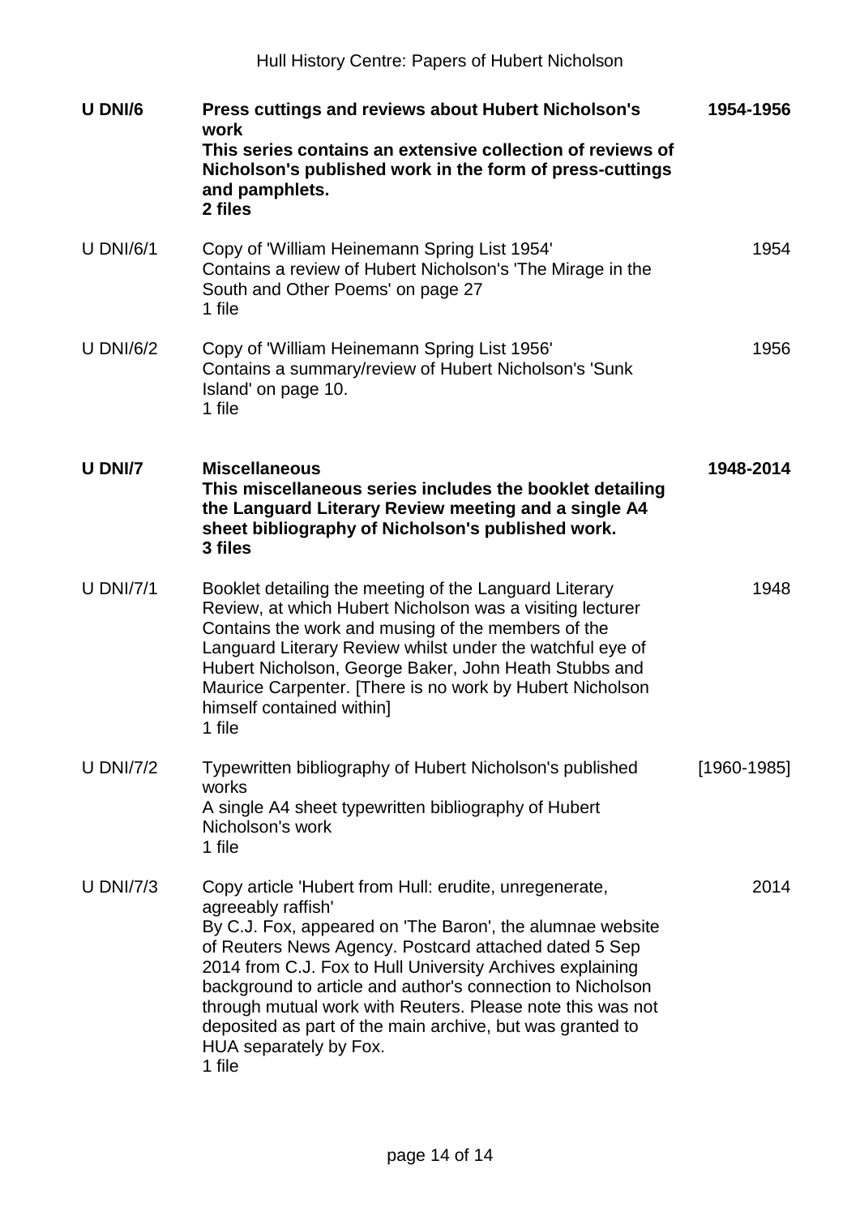| | | |
|---|---|---|
| **U DNI/6** | **Press cuttings and reviews about Hubert Nicholson's work**<br>**This series contains an extensive collection of reviews of Nicholson's published work in the form of press-cuttings and pamphlets.**<br>**2 files** | **1954-1956** |
| U DNI/6/1 | Copy of 'William Heinemann Spring List 1954'<br>Contains a review of Hubert Nicholson's 'The Mirage in the South and Other Poems' on page 27<br>1 file | 1954 |
| U DNI/6/2 | Copy of 'William Heinemann Spring List 1956'<br>Contains a summary/review of Hubert Nicholson's 'Sunk Island' on page 10.<br>1 file | 1956 |
| **U DNI/7** | **Miscellaneous**<br>**This miscellaneous series includes the booklet detailing the Languard Literary Review meeting and a single A4 sheet bibliography of Nicholson's published work.**<br>**3 files** | **1948-2014** |
| U DNI/7/1 | Booklet detailing the meeting of the Languard Literary Review, at which Hubert Nicholson was a visiting lecturer<br>Contains the work and musing of the members of the Languard Literary Review whilst under the watchful eye of Hubert Nicholson, George Baker, John Heath Stubbs and Maurice Carpenter. [There is no work by Hubert Nicholson himself contained within]<br>1 file | 1948 |
| U DNI/7/2 | Typewritten bibliography of Hubert Nicholson's published works<br>A single A4 sheet typewritten bibliography of Hubert Nicholson's work<br>1 file | [1960-1985] |
| U DNI/7/3 | Copy article 'Hubert from Hull: erudite, unregenerate, agreeably raffish'<br>By C.J. Fox, appeared on 'The Baron', the alumnae website of Reuters News Agency. Postcard attached dated 5 Sep 2014 from C.J. Fox to Hull University Archives explaining background to article and author's connection to Nicholson through mutual work with Reuters. Please note this was not deposited as part of the main archive, but was granted to HUA separately by Fox.<br>1 file | 2014 |